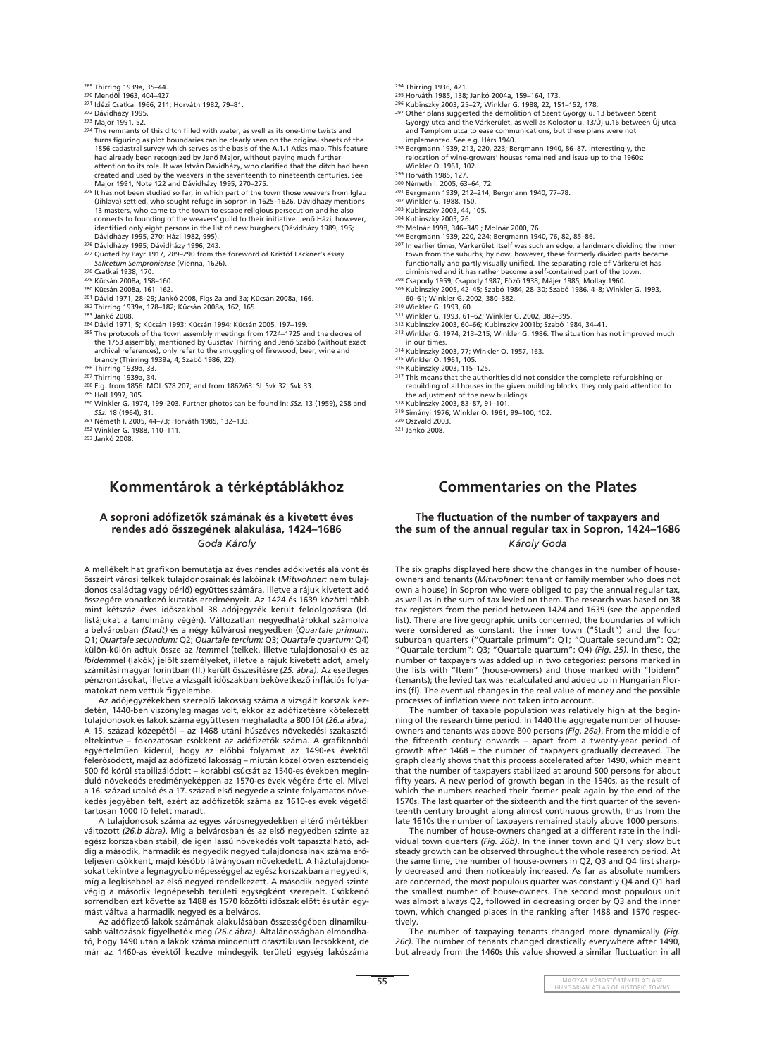269 Thirring 1939a, 35–44.
270 Mendöl 1963, 404–427.
271 Idézi Csatkai 1966, 211; Horváth 1982, 79–81.
272 Dávidházy 1995.
273 Major 1991, 52.
274 The remnants of this ditch filled with water, as well as its one-time twists and turns figuring as plot boundaries can be clearly seen on the original sheets of the 1856 cadastral survey which serves as the basis of the **A.1.1** Atlas map. This feature had already been recognized by Jenő Major, without paying much further attention to its role. It was István Dávidházy, who clarified that the ditch had been created and used by the weavers in the seventeenth to nineteenth centuries. See Major 1991, Note 122 and Dávidházy 1995, 270–275.
275 It has not been studied so far, in which part of the town those weavers from Iglau (Jihlava) settled, who sought refuge in Sopron in 1625–1626. Dávidházy mentions 13 masters, who came to the town to escape religious persecution and he also connects to founding of the weavers' guild to their initiative. Jenő Házi, however, identified only eight persons in the list of new burghers (Dávidházy 1989, 195; Dávidházy 1995, 270; Házi 1982, 995).
276 Dávidházy 1995; Dávidházy 1996, 243.
277 Quoted by Payr 1917, 289–290 from the foreword of Kristóf Lackner's essay *Salicetum Semproniense* (Vienna, 1626).
278 Csatkai 1938, 170.
279 Kücsán 2008a, 158–160.
280 Kücsán 2008a, 161–162.
281 Dávid 1971, 28–29; Jankó 2008, Figs 2a and 3a; Kücsán 2008a, 166.
282 Thirring 1939a, 178–182; Kücsán 2008a, 162, 165.
283 Jankó 2008.
284 Dávid 1971, 5; Kücsán 1993; Kücsán 1994; Kücsán 2005, 197–199.
285 The protocols of the town assembly meetings from 1724–1725 and the decree of the 1753 assembly, mentioned by Gusztáv Thirring and Jenő Szabó (without exact archival references), only refer to the smuggling of firewood, beer, wine and brandy (Thirring 1939a, 4; Szabó 1986, 22).
286 Thirring 1939a, 33.
287 Thirring 1939a, 34.
288 E.g. from 1856: MOL S78 207; and from 1862/63: SL Svk 32; Svk 33.
289 Holl 1997, 305.
290 Winkler G. 1974, 199–203. Further photos can be found in: *SSz.* 13 (1959), 258 and *SSz.* 18 (1964), 31.
291 Németh I. 2005, 44–73; Horváth 1985, 132–133.
292 Winkler G. 1988, 110–111.
293 Jankó 2008.
294 Thirring 1936, 421.
295 Horváth 1985, 138; Jankó 2004a, 159–164, 173.
296 Kubinszky 2003, 25–27; Winkler G. 1988, 22, 151–152, 178.
297 Other plans suggested the demolition of Szent György u. 13 between Szent György utca and the Várkerület, as well as Kolostor u. 13/Új u.16 between Új utca and Templom utca to ease communications, but these plans were not implemented. See e.g. Hárs 1940.
298 Bergmann 1939, 213, 220, 223; Bergmann 1940, 86–87. Interestingly, the relocation of wine-growers' houses remained and issue up to the 1960s: Winkler O. 1961, 102.
299 Horváth 1985, 127.
300 Németh I. 2005, 63–64, 72.
301 Bergmann 1939, 212–214; Bergmann 1940, 77–78.
302 Winkler G. 1988, 150.
303 Kubinszky 2003, 44, 105.
304 Kubinszky 2003, 26.
305 Molnár 1998, 346–349.; Molnár 2000, 76.
306 Bergmann 1939, 220, 224; Bergmann 1940, 76, 82, 85–86.
307 In earlier times, Várkerület itself was such an edge, a landmark dividing the inner town from the suburbs; by now, however, these formerly divided parts became functionally and partly visually unified. The separating role of Várkerület has diminished and it has rather become a self-contained part of the town.
308 Csapody 1959; Csapody 1987; Főző 1938; Májer 1985; Mollay 1960.
309 Kubinszky 2005, 42–45; Szabó 1984, 28–30; Szabó 1986, 4–8; Winkler G. 1993, 60–61; Winkler G. 2002, 380–382.
310 Winkler G. 1993, 60.
311 Winkler G. 1993, 61–62; Winkler G. 2002, 382–395.
312 Kubinszky 2003, 60–66; Kubinszky 2001b; Szabó 1984, 34–41.
313 Winkler G. 1974, 213–215; Winkler G. 1986. The situation has not improved much in our times.
314 Kubinszky 2003, 77; Winkler O. 1957, 163.
315 Winkler O. 1961, 105.
316 Kubinszky 2003, 115–125.
317 This means that the authorities did not consider the complete refurbishing or rebuilding of all houses in the given building blocks, they only paid attention to the adjustment of the new buildings.
318 Kubinszky 2003, 83–87, 91–101.
319 Simányi 1976; Winkler O. 1961, 99–100, 102.
320 Oszvald 2003.
321 Jankó 2008.

# Kommentárok a térképtáblákhoz

## A soproni adófizetők számának és a kivetett éves rendes adó összegének alakulása, 1424–1686

*Goda Károly*

A mellékelt hat grafikon bemutatja az éves rendes adókivetés alá vont és összeírt városi telkek tulajdonosainak és lakóinak (*Mitwohner:* nem tulajdonos családtag vagy bérlő) együttes számára, illetve a rájuk kivetett adó összegére vonatkozó kutatás eredményeit. Az 1424 és 1639 közötti több mint kétszáz éves időszakból 38 adójegyzék került feldolgozásra (ld. listájukat a tanulmány végén). Változatlan negyedhatárokkal számolva a belvárosban *(Stadt)* és a négy külvárosi negyedben (*Quartale primum:* Q1; *Quartale secundum:* Q2; *Quartale tercium:* Q3; *Quartale quartum:* Q4) külön-külön adtuk össze az *Item*mel (telkek, illetve tulajdonosaik) és az *Ibidem*mel (lakók) jelölt személyeket, illetve a rájuk kivetett adót, amely számítási magyar forintban (fl.) került összesítésre *(25. ábra)*. Az esetleges pénzrontásokat, illetve a vizsgált időszakban bekövetkező inflációs folyamatokat nem vettük figyelembe.

Az adójegyzékekben szereplő lakosság száma a vizsgált korszak kezdetén, 1440-ben viszonylag magas volt, ekkor az adófizetésre kötelezett tulajdonosok és lakók száma együttesen meghaladta a 800 főt *(26.a ábra)*. A 15. század közepétől – az 1468 utáni húszéves növekedési szakasztól eltekintve – fokozatosan csökkent az adófizetők száma. A grafikonból egyértelműen kiderül, hogy az előbbi folyamat az 1490-es évektől felerősödött, majd az adófizető lakosság – miután közel ötven esztendeig 500 fő körül stabilizálódott – korábbi csúcsát az 1540-es évektől meginduló növekedés eredményeképpen az 1570-es évek végére érte el. Mivel a 16. század utolsó és a 17. század első negyede a szinte folyamatos növekedés jegyében telt, ezért az adófizetők száma az 1610-es évek végétől tartósan 1000 fő felett maradt.

A tulajdonosok száma az egyes városnegyedekben eltérő mértékben változott *(26.b ábra)*. Míg a belvárosban és az első negyedben szinte az egész korszakban stabil, de igen lassú növekedés volt tapasztalható, addig a második, harmadik és negyedik negyed tulajdonosainak száma erőteljesen csökkent, majd később látványosan növekedett. A háztulajdonosokat tekintve a legnagyobb népességgel az egész korszakban a negyedik, míg a legkisebbel az első negyed rendelkezett. A második negyed szinte végig a második legnépesebb területi egységként szerepelt. Csökkenő sorrendben ezt követte az 1488 és 1570 közötti időszak előtt és után egymást váltva a harmadik negyed és a belváros.

Az adófizető lakók számának alakulásában összességében dinamikusabb változások figyelhetők meg *(26.c ábra)*. Általánosságban elmondható, hogy 1490 után a lakók száma mindenütt drasztikusan lecsökkent, de már az 1460-as évektől kezdve mindegyik területi egység lakószáma

# Commentaries on the Plates

## The fluctuation of the number of taxpayers and the sum of the annual regular tax in Sopron, 1424–1686

*Károly Goda*

The six graphs displayed here show the changes in the number of house-owners and tenants (*Mitwohner*: tenant or family member who does not own a house) in Sopron who were obliged to pay the annual regular tax, as well as in the sum of tax levied on them. The research was based on 38 tax registers from the period between 1424 and 1639 (see the appended list). There are five geographic units concerned, the boundaries of which were considered as constant: the inner town ("Stadt") and the four suburban quarters ("Quartale primum": Q1; "Quartale secundum": Q2; "Quartale tercium": Q3; "Quartale quartum": Q4) *(Fig. 25)*. In these, the number of taxpayers was added up in two categories: persons marked in the lists with "Item" (house-owners) and those marked with "Ibidem" (tenants); the levied tax was recalculated and added up in Hungarian Florins (fl). The eventual changes in the real value of money and the possible processes of inflation were not taken into account.

The number of taxable population was relatively high at the beginning of the research time period. In 1440 the aggregate number of house-owners and tenants was above 800 persons *(Fig. 26a)*. From the middle of the fifteenth century onwards – apart from a twenty-year period of growth after 1468 – the number of taxpayers gradually decreased. The graph clearly shows that this process accelerated after 1490, which meant that the number of taxpayers stabilized at around 500 persons for about fifty years. A new period of growth began in the 1540s, as the result of which the numbers reached their former peak again by the end of the 1570s. The last quarter of the sixteenth and the first quarter of the seventeenth century brought along almost continuous growth, thus from the late 1610s the number of taxpayers remained stably above 1000 persons.

The number of house-owners changed at a different rate in the individual town quarters *(Fig. 26b)*. In the inner town and Q1 very slow but steady growth can be observed throughout the whole research period. At the same time, the number of house-owners in Q2, Q3 and Q4 first sharply decreased and then noticeably increased. As far as absolute numbers are concerned, the most populous quarter was constantly Q4 and Q1 had the smallest number of house-owners. The second most populous unit was almost always Q2, followed in decreasing order by Q3 and the inner town, which changed places in the ranking after 1488 and 1570 respectively.

The number of taxpaying tenants changed more dynamically *(Fig. 26c)*. The number of tenants changed drastically everywhere after 1490, but already from the 1460s this value showed a similar fluctuation in all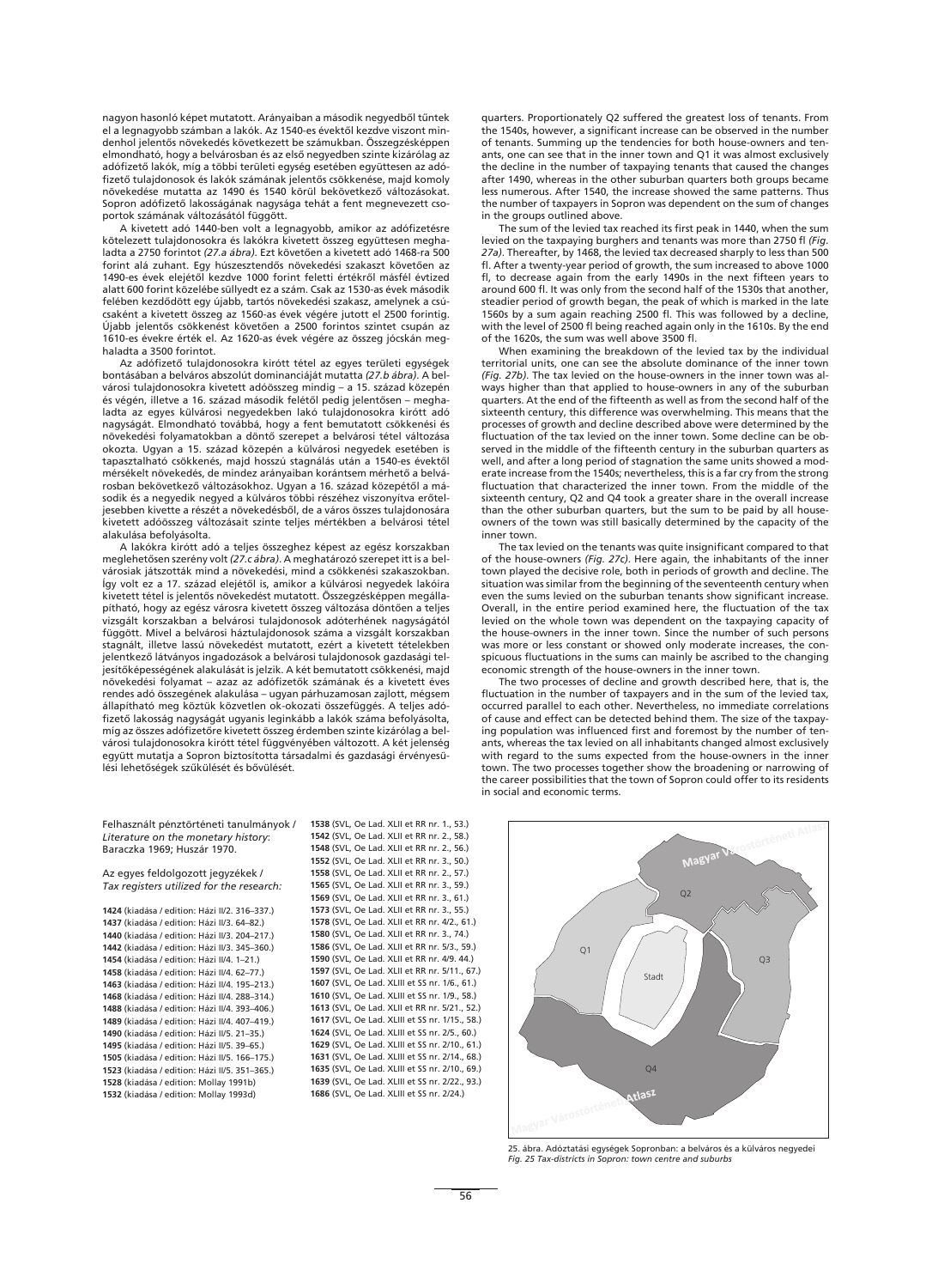nagyon hasonló képet mutatott. Arányaiban a második negyedből tűntek el a legnagyobb számban a lakók. Az 1540-es évektől kezdve viszont mindenhol jelentős növekedés következett be számukban. Összegzésképpen elmondható, hogy a belvárosban és az első negyedben szinte kizárólag az adófizető lakók, míg a többi területi egység esetében együttesen az adófizető tulajdonosok és lakók számának jelentős csökkenése, majd komoly növekedése mutatta az 1490 és 1540 körül bekövetkező változásokat. Sopron adófizető lakosságának nagysága tehát a fent megnevezett csoportok számának változásától függött.

A kivetett adó 1440-ben volt a legnagyobb, amikor az adófizetésre kötelezett tulajdonosokra és lakókra kivetett összeg együttesen meghaladta a 2750 forintot *(27.a ábra)*. Ezt követően a kivetett adó 1468-ra 500 forint alá zuhant. Egy húszesztendős növekedési szakaszt követően az 1490-es évek elejétől kezdve 1000 forint feletti értékről másfél évtized alatt 600 forint közelébe süllyedt ez a szám. Csak az 1530-as évek második felében kezdődött egy újabb, tartós növekedési szakasz, amelynek a csúcsaként a kivetett összeg az 1560-as évek végére jutott el 2500 forintig. Újabb jelentős csökkenést követően a 2500 forintos szintet csupán az 1610-es évekre érték el. Az 1620-as évek végére az összeg jócskán meghaladta a 3500 forintot.

Az adófizető tulajdonosokra kirótt tétel az egyes területi egységek bontásában a belváros abszolút dominanciáját mutatta *(27.b ábra)*. A belvárosi tulajdonosokra kivetett adóösszeg mindig – a 15. század közepén és végén, illetve a 16. század második felétől pedig jelentősen – meghaladta az egyes külvárosi negyedekben lakó tulajdonosokra kirótt adó nagyságát. Elmondható továbbá, hogy a fent bemutatott csökkenési és növekedési folyamatokban a döntő szerepet a belvárosi tétel változása okozta. Ugyan a 15. század közepén a külvárosi negyedek esetében is tapasztalható csökkenés, majd hosszú stagnálás után a 1540-es évektől mérsékelt növekedés, de mindez arányaiban korántsem mérhető a belvárosban bekövetkező változásokhoz. Ugyan a 16. század közepétől a második és a negyedik negyed a külváros többi részéhez viszonyítva erőteljesebben kivette a részét a növekedésből, de a város összes tulajdonosára kivetett adóösszeg változásait szinte teljes mértékben a belvárosi tétel alakulása befolyásolta.

A lakókra kirótt adó a teljes összeghez képest az egész korszakban meglehetősen szerény volt *(27.c ábra)*. A meghatározó szerepet itt is a belvárosiak játszották mind a növekedési, mind a csökkenési szakaszokban. Így volt ez a 17. század elejétől is, amikor a külvárosi negyedek lakóira kivetett tétel is jelentős növekedést mutatott. Összegzésképpen megállapítható, hogy az egész városra kivetett összeg változása döntően a teljes vizsgált korszakban a belvárosi tulajdonosok adóterhének nagyságától függött. Mivel a belvárosi háztulajdonosok száma a vizsgált korszakban stagnált, illetve lassú növekedést mutatott, ezért a kivetett tételekben jelentkező látványos ingadozások a belvárosi tulajdonosok gazdasági teljesítőképességének alakulását is jelzik. A két bemutatott csökkenési, majd növekedési folyamat – azaz az adófizetők számának és a kivetett éves rendes adó összegének alakulása – ugyan párhuzamosan zajlott, mégsem állapítható meg köztük közvetlen ok-okozati összefüggés. A teljes adófizető lakosság nagyságát ugyanis leginkább a lakók száma befolyásolta, míg az összes adófizetőre kivetett összeg érdemben szinte kizárólag a belvárosi tulajdonosokra kirótt tétel függvényében változott. A két jelenség együtt mutatja a Sopron biztosította társadalmi és gazdasági érvényesülési lehetőségek szűkülését és bővülését.

quarters. Proportionately Q2 suffered the greatest loss of tenants. From the 1540s, however, a significant increase can be observed in the number of tenants. Summing up the tendencies for both house-owners and tenants, one can see that in the inner town and Q1 it was almost exclusively the decline in the number of taxpaying tenants that caused the changes after 1490, whereas in the other suburban quarters both groups became less numerous. After 1540, the increase showed the same patterns. Thus the number of taxpayers in Sopron was dependent on the sum of changes in the groups outlined above.

The sum of the levied tax reached its first peak in 1440, when the sum levied on the taxpaying burghers and tenants was more than 2750 fl *(Fig. 27a)*. Thereafter, by 1468, the levied tax decreased sharply to less than 500 fl. After a twenty-year period of growth, the sum increased to above 1000 fl, to decrease again from the early 1490s in the next fifteen years to around 600 fl. It was only from the second half of the 1530s that another, steadier period of growth began, the peak of which is marked in the late 1560s by a sum again reaching 2500 fl. This was followed by a decline, with the level of 2500 fl being reached again only in the 1610s. By the end of the 1620s, the sum was well above 3500 fl.

When examining the breakdown of the levied tax by the individual territorial units, one can see the absolute dominance of the inner town *(Fig. 27b)*. The tax levied on the house-owners in the inner town was always higher than that applied to house-owners in any of the suburban quarters. At the end of the fifteenth as well as from the second half of the sixteenth century, this difference was overwhelming. This means that the processes of growth and decline described above were determined by the fluctuation of the tax levied on the inner town. Some decline can be observed in the middle of the fifteenth century in the suburban quarters as well, and after a long period of stagnation the same units showed a moderate increase from the 1540s; nevertheless, this is a far cry from the strong fluctuation that characterized the inner town. From the middle of the sixteenth century, Q2 and Q4 took a greater share in the overall increase than the other suburban quarters, but the sum to be paid by all house-owners of the town was still basically determined by the capacity of the inner town.

The tax levied on the tenants was quite insignificant compared to that of the house-owners *(Fig. 27c)*. Here again, the inhabitants of the inner town played the decisive role, both in periods of growth and decline. The situation was similar from the beginning of the seventeenth century when even the sums levied on the suburban tenants show significant increase. Overall, in the entire period examined here, the fluctuation of the tax levied on the whole town was dependent on the taxpaying capacity of the house-owners in the inner town. Since the number of such persons was more or less constant or showed only moderate increases, the conspicuous fluctuations in the sums can mainly be ascribed to the changing economic strength of the house-owners in the inner town.

The two processes of decline and growth described here, that is, the fluctuation in the number of taxpayers and in the sum of the levied tax, occurred parallel to each other. Nevertheless, no immediate correlations of cause and effect can be detected behind them. The size of the taxpaying population was influenced first and foremost by the number of tenants, whereas the tax levied on all inhabitants changed almost exclusively with regard to the sums expected from the house-owners in the inner town. The two processes together show the broadening or narrowing of the career possibilities that the town of Sopron could offer to its residents in social and economic terms.

Felhasznált pénztörténeti tanulmányok / *Literature on the monetary history*: Baraczka 1969; Huszár 1970.

Az egyes feldolgozott jegyzékek / *Tax registers utilized for the research:*

**1424** (kiadása / edition: Házi II/2. 316–337.)
**1437** (kiadása / edition: Házi II/3. 64–82.)
**1440** (kiadása / edition: Házi II/3. 204–217.)
**1442** (kiadása / edition: Házi II/3. 345–360.)
**1454** (kiadása / edition: Házi II/4. 1–21.)
**1458** (kiadása / edition: Házi II/4. 62–77.)
**1463** (kiadása / edition: Házi II/4. 195–213.)
**1468** (kiadása / edition: Házi II/4. 288–314.)
**1488** (kiadása / edition: Házi II/4. 393–406.)
**1489** (kiadása / edition: Házi II/4. 407–419.)
**1490** (kiadása / edition: Házi II/5. 21–35.)
**1495** (kiadása / edition: Házi II/5. 39–65.)
**1505** (kiadása / edition: Házi II/5. 166–175.)
**1523** (kiadása / edition: Házi II/5. 351–365.)
**1528** (kiadása / edition: Mollay 1991b)
**1532** (kiadása / edition: Mollay 1993d)
**1538** (SVL, Oe Lad. XLII et RR nr. 1., 53.)
**1542** (SVL, Oe Lad. XLII et RR nr. 2., 58.)
**1548** (SVL, Oe Lad. XLII et RR nr. 2., 56.)
**1552** (SVL, Oe Lad. XLII et RR nr. 3., 50.)
**1558** (SVL, Oe Lad. XLII et RR nr. 2., 57.)
**1565** (SVL, Oe Lad. XLII et RR nr. 3., 59.)
**1569** (SVL, Oe Lad. XLII et RR nr. 3., 61.)
**1573** (SVL, Oe Lad. XLII et RR nr. 3., 55.)
**1578** (SVL, Oe Lad. XLII et RR nr. 4/2., 61.)
**1580** (SVL, Oe Lad. XLII et RR nr. 3., 74.)
**1586** (SVL, Oe Lad. XLII et RR nr. 5/3., 59.)
**1590** (SVL, Oe Lad. XLII et RR nr. 4/9. 44.)
**1597** (SVL, Oe Lad. XLII et RR nr. 5/11., 67.)
**1607** (SVL, Oe Lad. XLIII et SS nr. 1/6., 61.)
**1610** (SVL, Oe Lad. XLIII et SS nr. 1/9., 58.)
**1613** (SVL, Oe Lad. XLII et RR nr. 5/21., 52.)
**1617** (SVL, Oe Lad. XLIII et SS nr. 1/15., 58.)
**1624** (SVL, Oe Lad. XLIII et SS nr. 2/5., 60.)
**1629** (SVL, Oe Lad. XLIII et SS nr. 2/10., 61.)
**1631** (SVL, Oe Lad. XLIII et SS nr. 2/14., 68.)
**1635** (SVL, Oe Lad. XLIII et SS nr. 2/10., 69.)
**1639** (SVL, Oe Lad. XLIII et SS nr. 2/22., 93.)
**1686** (SVL, Oe Lad. XLIII et SS nr. 2/24.)

25. ábra. Adóztatási egységek Sopronban: a belváros és a külváros negyedei
*Fig. 25 Tax-districts in Sopron: town centre and suburbs*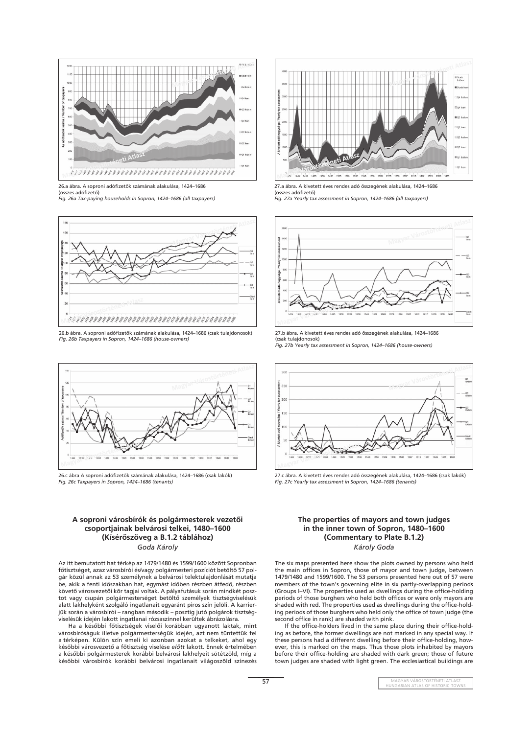26.a ábra. A soproni adófizetők számának alakulása, 1424–1686 (összes adófizető)
*Fig. 26a Tax-paying households in Sopron, 1424–1686 (all taxpayers)*

27.a ábra. A kivetett éves rendes adó összegének alakulása, 1424–1686 (összes adófizető)
*Fig. 27a Yearly tax assessment in Sopron, 1424–1686 (all taxpayers)*

26.b ábra. A soproni adófizetők számának alakulása, 1424–1686 (csak tulajdonosok)
*Fig. 26b Taxpayers in Sopron, 1424–1686 (house-owners)*

27.b ábra. A kivetett éves rendes adó összegének alakulása, 1424–1686 (csak tulajdonosok)
*Fig. 27b Yearly tax assessment in Sopron, 1424–1686 (house-owners)*

26.c ábra A soproni adófizetők számának alakulása, 1424–1686 (csak lakók)
*Fig. 26c Taxpayers in Sopron, 1424–1686 (tenants)*

27.c ábra. A kivetett éves rendes adó összegének alakulása, 1424–1686 (csak lakók)
*Fig. 27c Yearly tax assessment in Sopron, 1424–1686 (tenants)*

## A soproni városbírók és polgármesterek vezetői csoportjainak belvárosi telkei, 1480–1600 (Kísérőszöveg a B.1.2 táblához)

*Goda Károly*

Az itt bemutatott hat térkép az 1479/1480 és 1599/1600 között Sopronban főtisztséget, azaz városbírói és/vagy polgármesteri pozíciót betöltő 57 polgár közül annak az 53 személynek a belvárosi telektulajdonlását mutatja be, akik a fenti időszakban hat, egymást időben részben átfedő, részben követő városvezetői kör tagjai voltak. A pályafutásuk során mindkét posztot vagy csupán polgármesterséget betöltő személyek tisztségviselésük alatt lakhelyként szolgáló ingatlanait egyaránt piros szín jelöli. A karrierjük során a városbírói – rangban második – posztig jutó polgárok tisztségviselésük idején lakott ingatlanai rózsaszínnel kerültek ábrázolásra.

Ha a későbbi főtisztségek viselői korábban ugyanott laktak, mint városbíróságuk illetve polgármesterségük idején, azt nem tüntettük fel a térképen. Külön szín emeli ki azonban azokat a telkeket, ahol egy későbbi városvezető a főtisztség viselése *előtt* lakott. Ennek értelmében a későbbi polgármesterek korábbi belvárosi lakhelyeit sötétzöld, míg a későbbi városbírók korábbi belvárosi ingatlanait világoszöld színezés

## The properties of mayors and town judges in the inner town of Sopron, 1480–1600 (Commentary to Plate B.1.2)

*Károly Goda*

The six maps presented here show the plots owned by persons who held the main offices in Sopron, those of mayor and town judge, between 1479/1480 and 1599/1600. The 53 persons presented here out of 57 were members of the town's governing elite in six partly-overlapping periods (Groups I–VI). The properties used as dwellings during the office-holding periods of those burghers who held both offices or were only mayors are shaded with red. The properties used as dwellings during the office-holding periods of those burghers who held only the office of town judge (the second office in rank) are shaded with pink.

If the office-holders lived in the same place during their office-holding as before, the former dwellings are not marked in any special way. If these persons had a different dwelling before their office-holding, however, this is marked on the maps. Thus those plots inhabited by mayors before their office-holding are shaded with dark green; those of future town judges are shaded with light green. The ecclesiastical buildings are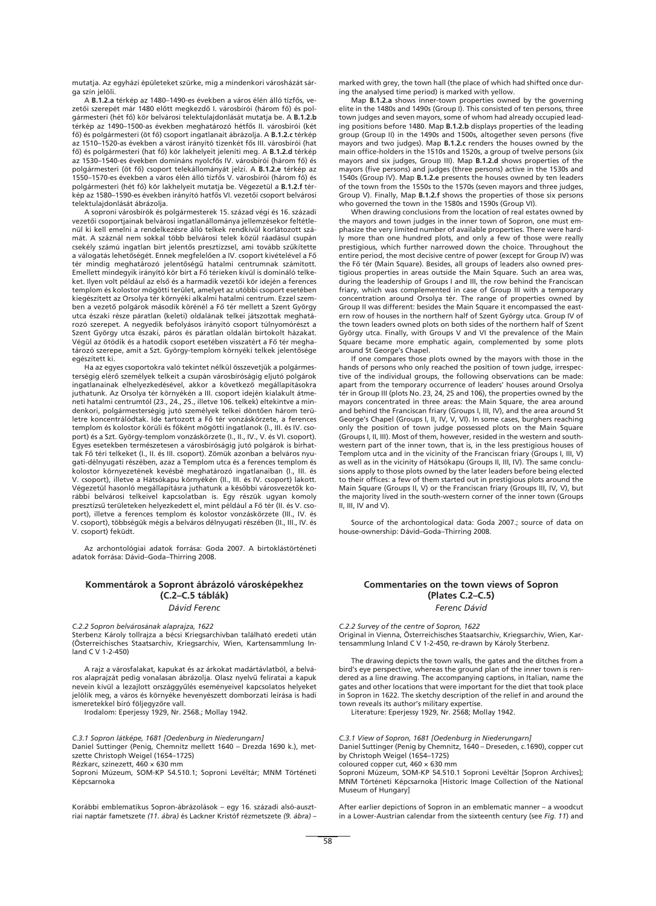mutatja. Az egyházi épületeket szürke, míg a mindenkori városházát sárga szín jelöli.

A **B.1.2.a** térkép az 1480–1490-es években a város élén álló tízfős, vezetői szerepét már 1480 előtt megkezdő I. városbírói (három fő) és polgármesteri (hét fő) kör belvárosi telektulajdonlását mutatja be. A **B.1.2.b** térkép az 1490–1500-as években meghatározó hétfős II. városbírói (két fő) és polgármesteri (öt fő) csoport ingatlanait ábrázolja. A **B.1.2.c** térkép az 1510–1520-as években a várost irányító tizenkét fős III. városbírói (hat fő) és polgármesteri (hat fő) kör lakhelyeit jeleníti meg. A **B.1.2.d** térkép az 1530–1540-es években domináns nyolcfős IV. városbírói (három fő) és polgármesteri (öt fő) csoport telekállományát jelzi. A **B.1.2.e** térkép az 1550–1570-es években a város élén álló tízfős V. városbírói (három fő) és polgármesteri (hét fő) kör lakhelyeit mutatja be. Végezetül a **B.1.2.f** térkép az 1580–1590-es években irányító hatfős VI. vezetői csoport belvárosi telektulajdonlását ábrázolja.

A soproni városbírók és polgármesterek 15. század végi és 16. századi vezetői csoportjainak belvárosi ingatlanállománya jellemzésekor feltétlenül ki kell emelni a rendelkezésre álló telkek rendkívül korlátozott számát. A száznál nem sokkal több belvárosi telek közül ráadásul csupán csekély számú ingatlan bírt jelentős presztízzsel, ami tovább szűkítette a válogatás lehetőségét. Ennek megfelelően a IV. csoport kivételével a Fő tér mindig meghatározó jelentőségű hatalmi centrumnak számított. Emellett mindegyik irányító kör bírt a Fő téri telkeken kívül is domináló telkeket. Ilyen volt például az első és a harmadik vezetői kör idején a ferences templom és kolostor mögötti terület, amelyet az utóbbi csoport esetében kiegészített az Orsolya tér környéki alkalmi hatalmi centrum. Ezzel szemben a vezető polgárok második körénél a Fő tér mellett a Szent György utca északi része páratlan (keleti) oldalának telkei játszottak meghatározó szerepet. A negyedik befolyásos irányító csoport túlnyomórészt a Szent György utca északi, páros és páratlan oldalán birtokolt házakat. Végül az ötödik és a hatodik csoport esetében visszatért a Fő tér meghatározó szerepe, amit a Szt. György-templom környéki telkek jelentősége egészített ki.

Ha az egyes csoportokra való tekintet nélkül összevetjük a polgármesterségig elérő személyek telkeit a csupán városbíróságig eljutó polgárok ingatlanainak elhelyezkedésével, akkor a következő megállapításokra juthatunk. Az Orsolya tér környékén a III. csoport idején kialakult átmeneti hatalmi centrumtól (23., 24., 25., illetve 106. telkek) eltekintve a mindenkori, polgármesterségig jutó személyek telkei döntően három területre koncentrálódtak. Ide tartozott a Fő tér vonzáskörzete, a ferences templom és kolostor körüli és főként mögötti ingatlanok (I., III. és IV. csoport) és a Szt. György-templom vonzáskörzete (I., II., IV., V. és VI. csoport). Egyes esetekben természetesen a városbíróságig jutó polgárok is bírhattak Fő téri telkeket (I., II. és III. csoport). Zömük azonban a belváros nyugati-délnyugati részében, azaz a Templom utca és a ferences templom és kolostor környezetének kevésbé meghatározó ingatlanaiban (I., III. és V. csoport), illetve a Hátsókapu környékén (II., III. és IV. csoport) lakott. Végezetül hasonló megállapításra juthatunk a későbbi városvezetők korábbi belvárosi telkeivel kapcsolatban is. Egy részük ugyan komoly presztízsű területeken helyezkedett el, mint például a Fő tér (II. és V. csoport), illetve a ferences templom és kolostor vonzáskörzete (III., IV. és V. csoport), többségük mégis a belváros délnyugati részében (II., III., IV. és V. csoport) feküdt.

Az archontológiai adatok forrása: Goda 2007. A birtoklástörténeti adatok forrása: Dávid–Goda–Thirring 2008.

marked with grey, the town hall (the place of which had shifted once during the analysed time period) is marked with yellow.

Map **B.1.2.a** shows inner-town properties owned by the governing elite in the 1480s and 1490s (Group I). This consisted of ten persons, three town judges and seven mayors, some of whom had already occupied leading positions before 1480. Map **B.1.2.b** displays properties of the leading group (Group II) in the 1490s and 1500s, altogether seven persons (five mayors and two judges). Map **B.1.2.c** renders the houses owned by the main office-holders in the 1510s and 1520s, a group of twelve persons (six mayors and six judges, Group III). Map **B.1.2.d** shows properties of the mayors (five persons) and judges (three persons) active in the 1530s and 1540s (Group IV). Map **B.1.2.e** presents the houses owned by ten leaders of the town from the 1550s to the 1570s (seven mayors and three judges, Group V). Finally, Map **B.1.2.f** shows the properties of those six persons who governed the town in the 1580s and 1590s (Group VI).

When drawing conclusions from the location of real estates owned by the mayors and town judges in the inner town of Sopron, one must emphasize the very limited number of available properties. There were hardly more than one hundred plots, and only a few of those were really prestigious, which further narrowed down the choice. Throughout the entire period, the most decisive centre of power (except for Group IV) was the Fő tér (Main Square). Besides, all groups of leaders also owned prestigious properties in areas outside the Main Square. Such an area was, during the leadership of Groups I and III, the row behind the Franciscan friary, which was complemented in case of Group III with a temporary concentration around Orsolya tér. The range of properties owned by Group II was different: besides the Main Square it encompassed the eastern row of houses in the northern half of Szent György utca. Group IV of the town leaders owned plots on both sides of the northern half of Szent György utca. Finally, with Groups V and VI the prevalence of the Main Square became more emphatic again, complemented by some plots around St George's Chapel.

If one compares those plots owned by the mayors with those in the hands of persons who only reached the position of town judge, irrespective of the individual groups, the following observations can be made: apart from the temporary occurrence of leaders' houses around Orsolya tér in Group III (plots No. 23, 24, 25 and 106), the properties owned by the mayors concentrated in three areas: the Main Square, the area around and behind the Franciscan friary (Groups I, III, IV), and the area around St George's Chapel (Groups I, II, IV, V, VI). In some cases, burghers reaching only the position of town judge possessed plots on the Main Square (Groups I, II, III). Most of them, however, resided in the western and southwestern part of the inner town, that is, in the less prestigious houses of Templom utca and in the vicinity of the Franciscan friary (Groups I, III, V) as well as in the vicinity of Hátsókapu (Groups II, III, IV). The same conclusions apply to those plots owned by the later leaders before being elected to their offices: a few of them started out in prestigious plots around the Main Square (Groups II, V) or the Franciscan friary (Groups III, IV, V), but the majority lived in the south-western corner of the inner town (Groups II, III, IV and V).

Source of the archontological data: Goda 2007.; source of data on house-ownership: Dávid–Goda–Thirring 2008.

## Kommentárok a Sopront ábrázoló városképekhez (C.2–C.5 táblák)

*Dávid Ferenc*

*C.2.2 Sopron belvárosának alaprajza, 1622*
Sterbenz Károly tollrajza a bécsi Kriegsarchivban található eredeti után (Österreichisches Staatsarchiv, Kriegsarchiv, Wien, Kartensammlung Inland C V 1-2-450)

A rajz a városfalakat, kapukat és az árkokat madártávlatból, a belváros alaprajzát pedig vonalasan ábrázolja. Olasz nyelvű feliratai a kapuk nevein kívül a lezajlott országgyűlés eseményeivel kapcsolatos helyeket jelölik meg, a város és környéke hevenyészett domborzati leírása is hadi ismeretekkel bíró följegyzőre vall.

Irodalom: Eperjessy 1929, Nr. 2568.; Mollay 1942.

*C.3.1 Sopron látképe, 1681 [Oedenburg in Niederungarn]*
Daniel Suttinger (Penig, Chemnitz mellett 1640 – Drezda 1690 k.), metszette Christoph Weigel (1654–1725)
Rézkarc, színezett, 460 × 630 mm
Soproni Múzeum, SOM-KP 54.510.1; Soproni Levéltár; MNM Történeti Képcsarnoka

Korábbi emblematikus Sopron-ábrázolások – egy 16. századi alsó-ausztriai naptár fametszete *(11. ábra)* és Lackner Kristóf rézmetszete *(9. ábra)* –

## Commentaries on the town views of Sopron (Plates C.2–C.5)

*Ferenc Dávid*

*C.2.2 Survey of the centre of Sopron, 1622*
Original in Vienna, Österreichisches Staatsarchiv, Kriegsarchiv, Wien, Kartensammlung Inland C V 1-2-450, re-drawn by Károly Sterbenz.

The drawing depicts the town walls, the gates and the ditches from a bird's eye perspective, whereas the ground plan of the inner town is rendered as a line drawing. The accompanying captions, in Italian, name the gates and other locations that were important for the diet that took place in Sopron in 1622. The sketchy description of the relief in and around the town reveals its author's military expertise.

Literature: Eperjessy 1929, Nr. 2568; Mollay 1942.

*C.3.1 View of Sopron, 1681 [Oedenburg in Niederungarn]*
Daniel Suttinger (Penig by Chemnitz, 1640 – Dreseden, c.1690), copper cut by Christoph Weigel (1654–1725)
coloured copper cut, 460 × 630 mm
Soproni Múzeum, SOM-KP 54.510.1 Soproni Levéltár [Sopron Archives]; MNM Történeti Képcsarnoka [Historic Image Collection of the National Museum of Hungary]

After earlier depictions of Sopron in an emblematic manner – a woodcut in a Lower-Austrian calendar from the sixteenth century (see *Fig. 11*) and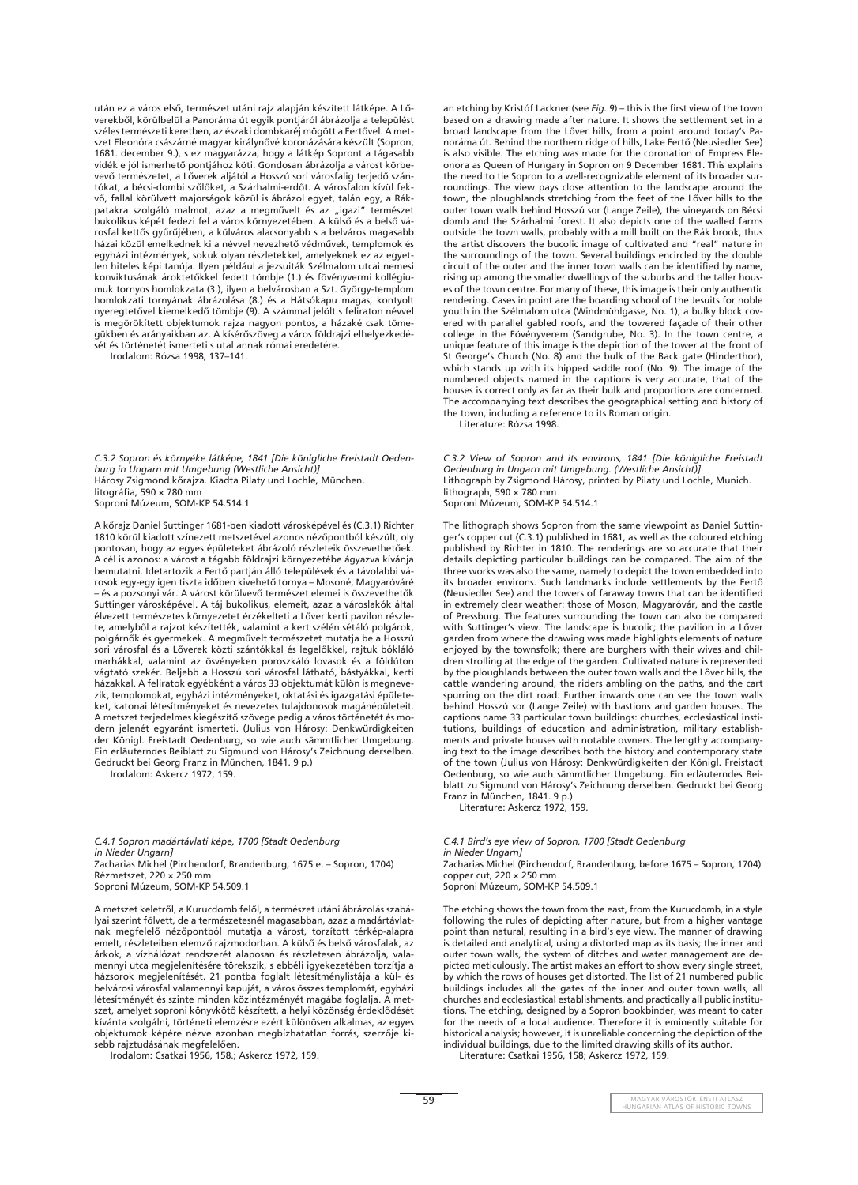után ez a város első, természet utáni rajz alapján készített látképe. A Lőverekből, körülbelül a Panoráma út egyik pontjáról ábrázolja a települést széles természeti keretben, az északi dombkaréj mögött a Fertővel. A metszet Eleonóra császárné magyar királynővé koronázására készült (Sopron, 1681. december 9.), s ez magyarázza, hogy a látkép Sopront a tágasabb vidék e jól ismerhető pontjához köti. Gondosan ábrázolja a várost körbevevő természetet, a Lőverek aljától a Hosszú sori városfalig terjedő szántókat, a bécsi-dombi szőlőket, a Szárhalmi-erdőt. A városfalon kívül fekvő, fallal körülvett majorságok közül is ábrázol egyet, talán egy, a Rákpatakra szolgáló malmot, azaz a megművelt és az „igazi" természet bukolikus képét fedezi fel a város környezetében. A külső és a belső városfal kettős gyűrűjében, a külváros alacsonyabb s a belváros magasabb házai közül emelkednek ki a névvel nevezhető védművek, templomok és egyházi intézmények, sokuk olyan részletekkel, amelyeknek ez az egyetlen hiteles képi tanúja. Ilyen például a jezsuiták Szélmalom utcai nemesi konviktusánakároktetőkkel fedett tömbje (1.) és fövényvermi kollégiumuk tornyos homlokzata (3.), ilyen a belvárosban a Szt. György-templom homlokzati tornyának ábrázolása (8.) és a Hátsókapu magas, kontyolt nyeregtetővel kiemelkedő tömbje (9). A számmal jelölt s felirat­on névvel is megörökített objektumok rajza nagyon pontos, a házaké csak tömegükben és arányaikban az. A kísérőszöveg a város földrajzi elhelyezkedését és történetét ismerteti s utal annak római eredetére.

Irodalom: Rózsa 1998, 137–141.

an etching by Kristóf Lackner (see *Fig. 9*) – this is the first view of the town based on a drawing made after nature. It shows the settlement set in a broad landscape from the Lőver hills, from a point around today's Panoráma út. Behind the northern ridge of hills, Lake Fertő (Neusiedler See) is also visible. The etching was made for the coronation of Empress Eleonora as Queen of Hungary in Sopron on 9 December 1681. This explains the need to tie Sopron to a well-recognizable element of its broader surroundings. The view pays close attention to the landscape around the town, the ploughlands stretching from the feet of the Lőver hills to the outer town walls behind Hosszú sor (Lange Zeile), the vineyards on Bécsi domb and the Szárhalmi forest. It also depicts one of the walled farms outside the town walls, probably with a mill built on the Rák brook, thus the artist discovers the bucolic image of cultivated and "real" nature in the surroundings of the town. Several buildings encircled by the double circuit of the outer and the inner town walls can be identified by name, rising up among the smaller dwellings of the suburbs and the taller houses of the town centre. For many of these, this image is their only authentic rendering. Cases in point are the boarding school of the Jesuits for noble youth in the Szélmalom utca (Windmühlgasse, No. 1), a bulky block covered with parallel gabled roofs, and the towered façade of their other college in the Fövényverem (Sandgrube, No. 3). In the town centre, a unique feature of this image is the depiction of the tower at the front of St George's Church (No. 8) and the bulk of the Back gate (Hinderthor), which stands up with its hipped saddle roof (No. 9). The image of the numbered objects named in the captions is very accurate, that of the houses is correct only as far as their bulk and proportions are concerned. The accompanying text describes the geographical setting and history of the town, including a reference to its Roman origin.

Literature: Rózsa 1998.

*C.3.2 Sopron és környéke látképe, 1841 [Die königliche Freistadt Oedenburg in Ungarn mit Umgebung (Westliche Ansicht)]*
Hárosy Zsigmond kőrajza. Kiadta Pilaty und Lochle, München.
litográfia, 590 × 780 mm
Soproni Múzeum, SOM-KP 54.514.1

A kőrajz Daniel Suttinger 1681-ben kiadott városképével és (C.3.1) Richter 1810 körül kiadott színezett metszetével azonos nézőpontból készült, oly pontosan, hogy az egyes épületeket ábrázoló részleteik összevethetőek. A cél is azonos: a várost a tágabb földrajzi környezetébe ágyazva kívánja bemutatni. Idetartozik a Fertő partján álló települések és a távolabbi városok egy-egy igen tiszta időben kivehető tornya – Mosoné, Magyaróváré – és a pozsonyi vár. A várost körülvevő természet elemei is összevethetők Suttinger városképével. A táj bukolikus, elemeit, azaz a városlakók által élvezett természetes környezetet érzékelteti a Lőver kerti pavilon részlete, amelyből a rajzot készítették, valamint a kert szélén sétáló polgárok, polgárnők és gyermekek. A megművelt természetet mutatja be a Hosszú sori városfal és a Lőverek közti szántókkal és legelőkkel, rajtuk bókláló marhákkal, valamint az ösvényeken poroszkáló lovasok és a földúton vágtató szekér. Beljebb a Hosszú sori városfal látható, bástyákkal, kerti házakkal. A feliratok egyébként a város 33 objektumát külön is megnevezik, templomokat, egyházi intézményeket, oktatási és igazgatási épületeket, katonai létesítményeket és nevezetes tulajdonosok magánépületeit. A metszet terjedelmes kiegészítő szövege pedig a város történetét és modern jelenét egyaránt ismerteti. (Julius von Hárosy: Denkwürdigkeiten der Königl. Freistadt Oedenburg, so wie auch sämmtlicher Umgebung. Ein erläuterndes Beiblatt zu Sigmund von Hárosy's Zeichnung derselben. Gedruckt bei Georg Franz in München, 1841. 9 p.)

Irodalom: Askercz 1972, 159.

*C.3.2 View of Sopron and its environs, 1841 [Die königliche Freistadt Oedenburg in Ungarn mit Umgebung. (Westliche Ansicht)]*
Lithograph by Zsigmond Hárosy, printed by Pilaty und Lochle, Munich.
lithograph, 590 × 780 mm
Soproni Múzeum, SOM-KP 54.514.1

The lithograph shows Sopron from the same viewpoint as Daniel Suttinger's copper cut (C.3.1) published in 1681, as well as the coloured etching published by Richter in 1810. The renderings are so accurate that their details depicting particular buildings can be compared. The aim of the three works was also the same, namely to depict the town embedded into its broader environs. Such landmarks include settlements by the Fertő (Neusiedler See) and the towers of faraway towns that can be identified in extremely clear weather: those of Moson, Magyaróvár, and the castle of Pressburg. The features surrounding the town can also be compared with Suttinger's view. The landscape is bucolic; the pavilion in a Lőver garden from where the drawing was made highlights elements of nature enjoyed by the townsfolk; there are burghers with their wives and children strolling at the edge of the garden. Cultivated nature is represented by the ploughlands between the outer town walls and the Lőver hills, the cattle wandering around, the riders ambling on the paths, and the cart spurring on the dirt road. Further inwards one can see the town walls behind Hosszú sor (Lange Zeile) with bastions and garden houses. The captions name 33 particular town buildings: churches, ecclesiastical institutions, buildings of education and administration, military establishments and private houses with notable owners. The lengthy accompanying text to the image describes both the history and contemporary state of the town (Julius von Hárosy: Denkwürdigkeiten der Königl. Freistadt Oedenburg, so wie auch sämmtlicher Umgebung. Ein erläuterndes Beiblatt zu Sigmund von Hárosy's Zeichnung derselben. Gedruckt bei Georg Franz in München, 1841. 9 p.)

Literature: Askercz 1972, 159.

*C.4.1 Sopron madártávlati képe, 1700 [Stadt Oedenburg in Nieder Ungarn]*
Zacharias Michel (Pirchendorf, Brandenburg, 1675 e. – Sopron, 1704)
Rézmetszet, 220 × 250 mm
Soproni Múzeum, SOM-KP 54.509.1

A metszet keletről, a Kurucdomb felől, a természet utáni ábrázolás szabályai szerint fölvett, de a természetesnél magasabban, azaz a madártávlatnak megfelelő nézőpontból mutatja a várost, torzított térkép-alapra emelt, részleteiben elemző rajzmodorban. A külső és belső városfalak, az árkok, a vízhálózat rendszerét alaposan és részletesen ábrázolja, valamennyi utca megjelenítésére törekszik, s ebbéli igyekezetében torzítja a házsorok megjelenítését. 21 pontba foglalt létesítménylistája a kül- és belvárosi városfal valamennyi kapuját, a város összes templomát, egyházi létesítményét és szinte minden közintézményét magába foglalja. A metszet, amelyet soproni könyvkötő készített, a helyi közönség érdeklődését kívánta szolgálni, történeti elemzésre ezért különösen alkalmas, az egyes objektumok képére nézve azonban megbízhatatlan forrás, szerzője kisebb rajztudásának megfelelően.

Irodalom: Csatkai 1956, 158.; Askercz 1972, 159.

*C.4.1 Bird's eye view of Sopron, 1700 [Stadt Oedenburg in Nieder Ungarn]*
Zacharias Michel (Pirchendorf, Brandenburg, before 1675 – Sopron, 1704)
copper cut, 220 × 250 mm
Soproni Múzeum, SOM-KP 54.509.1

The etching shows the town from the east, from the Kurucdomb, in a style following the rules of depicting after nature, but from a higher vantage point than natural, resulting in a bird's eye view. The manner of drawing is detailed and analytical, using a distorted map as its basis; the inner and outer town walls, the system of ditches and water management are depicted meticulously. The artist makes an effort to show every single street, by which the rows of houses get distorted. The list of 21 numbered public buildings includes all the gates of the inner and outer town walls, all churches and ecclesiastical establishments, and practically all public institutions. The etching, designed by a Sopron bookbinder, was meant to cater for the needs of a local audience. Therefore it is eminently suitable for historical analysis; however, it is unreliable concerning the depiction of the individual buildings, due to the limited drawing skills of its author.

Literature: Csatkai 1956, 158; Askercz 1972, 159.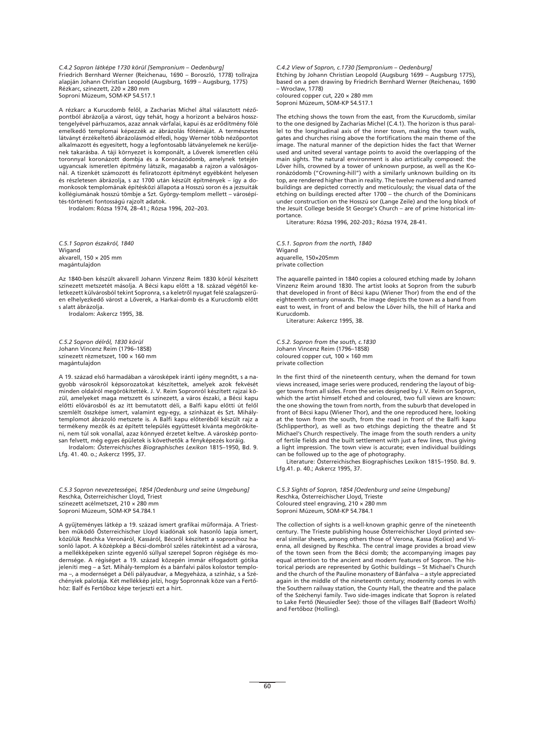*C.4.2 Sopron látképe 1730 körül [Sempronium – Oedenburg]*
Friedrich Bernhard Werner (Reichenau, 1690 – Boroszló, 1778) tollrajza alapján Johann Christian Leopold (Augsburg, 1699 – Augsburg, 1775)
Rézkarc, színezett, 220 × 280 mm
Soproni Múzeum, SOM-KP 54.517.1

A rézkarc a Kurucdomb felől, a Zacharias Michel által választott nézőpontból ábrázolja a várost, úgy tehát, hogy a horizont a belváros hossztengelyével párhuzamos, azaz annak várfalai, kapui és az erődítmény fölé emelkedő templomai képezzék az ábrázolás főtémáját. A természetes látványt érzékeltető ábrázolásmód elfedi, hogy Werner több nézőpontot alkalmazott és egyesített, hogy a legfontosabb látványelemek ne kerüljenek takarásba. A táji környezet is komponált, a Lőverek ismeretlen célú toronnyal koronázott dombja és a Koronázódomb, amelynek tetején ugyancsak ismeretlen építmény látszik, magasabb a rajzon a valóságosnál. A tizenkét számozott és feliratozott építményt egyébként helyesen és részletesen ábrázolja, s az 1700 után készült építmények – így a domonkosok templomának építésközi állapota a Hosszú soron és a jezsuiták kollégiumának hosszú tömbje a Szt. György-templom mellett – városépítés-történeti fontosságú rajzolt adatok.

Irodalom: Rózsa 1974, 28–41.; Rózsa 1996, 202–203.

*C.5.1 Sopron északról, 1840*
Wigand
akvarell, 150 × 205 mm
magántulajdon

Az 1840-ben készült akvarell Johann Vinzenz Reim 1830 körül készített színezett metszetét másolja. A Bécsi kapu előtt a 18. század végétől keletkezett külvárosból tekint Sopronra, s a keletről nyugat felé szalagszerűen elhelyezkedő várost a Lőverek, a Harkai-domb és a Kurucdomb előtt s alatt ábrázolja.

Irodalom: Askercz 1995, 38.

*C.5.2 Sopron délről, 1830 körül*
Johann Vincenz Reim (1796–1858)
színezett rézmetszet, 100 × 160 mm
magántulajdon

A 19. század első harmadában a városképek iránti igény megnőtt, s a nagyobb városokról képsorozatokat készítettek, amelyek azok fekvését minden oldalról megörökítették. J. V. Reim Sopronról készített rajzai közül, amelyeket maga metszett és színezett, a város északi, a Bécsi kapu előtti előárosból és az itt bemutatott déli, a Balfi kapu előtti út felől szemlélt összképe ismert, valamint egy-egy, a színházat és Szt. Mihály-templomot ábrázoló metszete is. A Balfi kapu előteréből készült rajz a termékeny mezők és az épített település együttesét kívánta megörökíteni, nem túl sok vonallal, azaz könnyed érzetet keltve. A városkép pontosan felvett, még egyes épületek is követhetők a fényképezés koráig.

Irodalom: *Österreichisches Biographisches Lexikon* 1815–1950, Bd. 9. Lfg. 41. 40. o.; Askercz 1995, 37.

*C.5.3 Sopron nevezetességei, 1854 [Oedenburg und seine Umgebung]*
Reschka, Österreichischer Lloyd, Triest
színezett acélmetszet, 210 × 280 mm
Soproni Múzeum, SOM-KP 54.784.1

A gyűjteményes látkép a 19. század ismert grafikai műformája. A Triestben működő Österreichischer Lloyd kiadónak sok hasonló lapja ismert, közülük Reschka Veronáról, Kassáról, Bécsről készített a sopronihoz hasonló lapot. A középkép a Bécsi-dombról széles rátekintést ad a városra, a mellékképeken szinte egyenlő súllyal szerepel Sopron régisége és modernsége. A régiséget a 19. század közepén immár elfogadott gótika jeleníti meg – a Szt. Mihály-templom és a bánfalvi pálos kolostor temploma –, a modernséget a Déli pályaudvar, a Megyeháza, a színház, s a Széchényiek palotája. Két mellékkép jelzi, hogy Sopronnak köze van a Fertőhöz: Balf és Fertőboz képe terjeszti ezt a hírt.

*C.4.2 View of Sopron, c.1730 [Sempronium – Oedenburg]*
Etching by Johann Christian Leopold (Augsburg 1699 – Augsburg 1775), based on a pen drawing by Friedrich Bernhard Werner (Reichenau, 1690 – Wrocław, 1778)
coloured copper cut, 220 × 280 mm
Soproni Múzeum, SOM-KP 54.517.1

The etching shows the town from the east, from the Kurucdomb, similar to the one designed by Zacharias Michel (C.4.1). The horizon is thus parallel to the longitudinal axis of the inner town, making the town walls, gates and churches rising above the fortifications the main theme of the image. The natural manner of the depiction hides the fact that Werner used and united several vantage points to avoid the overlapping of the main sights. The natural environment is also artistically composed: the Lőver hills, crowned by a tower of unknown purpose, as well as the Koronázódomb ("Crowning-hill") with a similarly unknown building on its top, are rendered higher than in reality. The twelve numbered and named buildings are depicted correctly and meticulously; the visual data of the etching on buildings erected after 1700 – the church of the Dominicans under construction on the Hosszú sor (Lange Zeile) and the long block of the Jesuit College beside St George's Church – are of prime historical importance.

Literature: Rózsa 1996, 202-203.; Rózsa 1974, 28-41.

*C.5.1. Sopron from the north, 1840*
Wigand
aquarelle, 150×205mm
private collection

The aquarelle painted in 1840 copies a coloured etching made by Johann Vinzenz Reim around 1830. The artist looks at Sopron from the suburb that developed in front of Bécsi kapu (Wiener Thor) from the end of the eighteenth century onwards. The image depicts the town as a band from east to west, in front of and below the Lőver hills, the hill of Harka and Kurucdomb.

Literature: Askercz 1995, 38.

*C.5.2. Sopron from the south, c.1830*
Johann Vincenz Reim (1796–1858)
coloured copper cut, 100 × 160 mm
private collection

In the first third of the nineteenth century, when the demand for town views increased, image series were produced, rendering the layout of bigger towns from all sides. From the series designed by J. V. Reim on Sopron, which the artist himself etched and coloured, two full views are known: the one showing the town from north, from the suburb that developed in front of Bécsi kapu (Wiener Thor), and the one reproduced here, looking at the town from the south, from the road in front of the Balfi kapu (Schlipperthor), as well as two etchings depicting the theatre and St Michael's Church respectively. The image from the south renders a unity of fertile fields and the built settlement with just a few lines, thus giving a light impression. The town view is accurate; even individual buildings can be followed up to the age of photography.

Literature: Österreichisches Biographisches Lexikon 1815–1950. Bd. 9. Lfg.41. p. 40.; Askercz 1995, 37.

*C.5.3 Sights of Sopron, 1854 [Oedenburg und seine Umgebung]*
Reschka, Österreichischer Lloyd, Trieste
Coloured steel engraving, 210 × 280 mm
Soproni Múzeum, SOM-KP 54.784.1

The collection of sights is a well-known graphic genre of the nineteenth century. The Trieste publishing house Österreichischer Lloyd printed several similar sheets, among others those of Verona, Kassa (Košice) and Vienna, all designed by Reschka. The central image provides a broad view of the town seen from the Bécsi domb; the accompanying images pay equal attention to the ancient and modern features of Sopron. The historical periods are represented by Gothic buildings – St Michael's Church and the church of the Pauline monastery of Bánfalva – a style appreciated again in the middle of the nineteenth century; modernity comes in with the Southern railway station, the County Hall, the theatre and the palace of the Széchenyi family. Two side-images indicate that Sopron is related to Lake Fertő (Neusiedler See): those of the villages Balf (Badeort Wolfs) and Fertőboz (Holling).